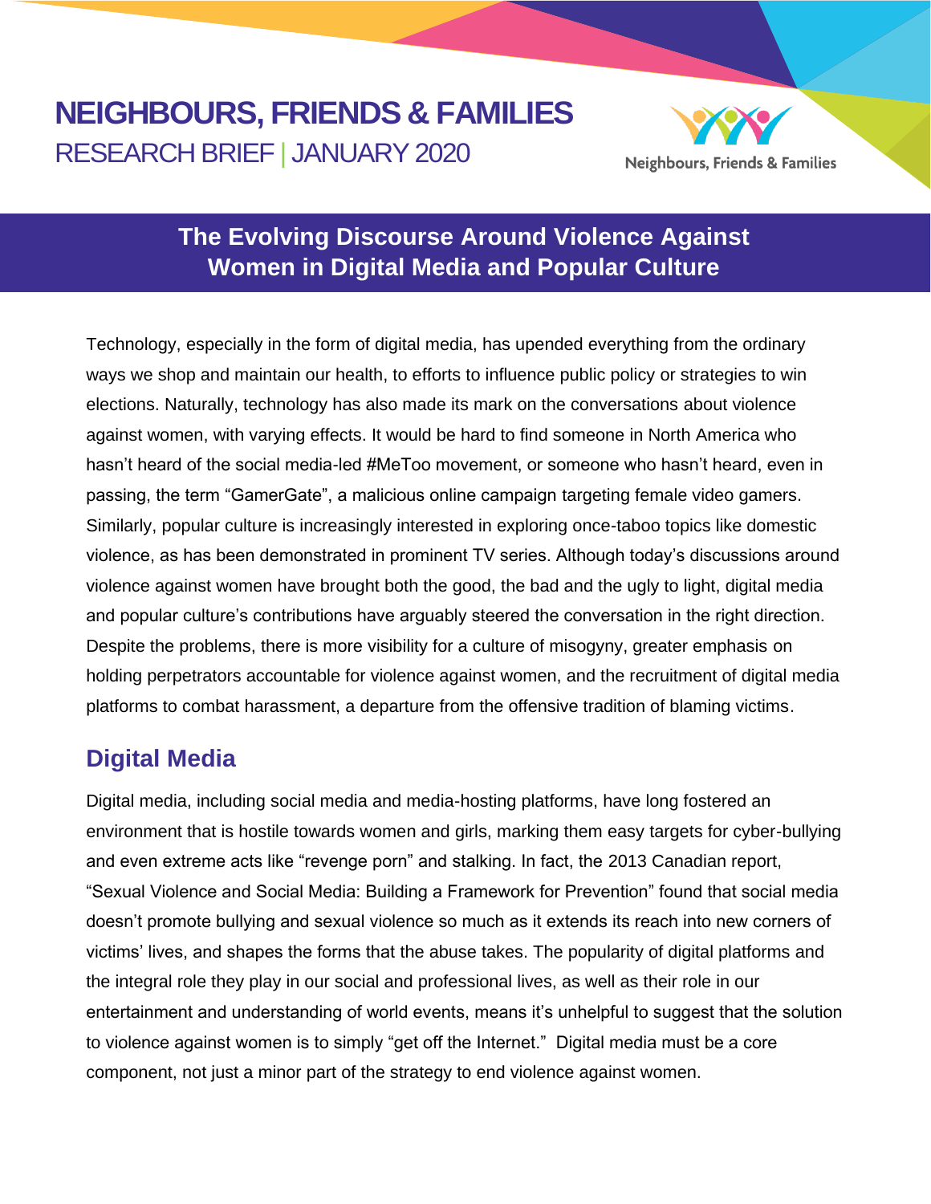# NEIGHBOURS, FRIENDS & FAMILIES

RESEARCH BRIEF | JANUARY 2020

Neighbours, Friends & Families

## The Evolving Discourse Around Violence Against Women in Digital Media and Popular Culture

Technology, especially in the form of digital media, has upended everything from the ordinary ways we shop and maintain our health, to efforts to influence public policy or strategies to win elections. Naturally, technology has also made its mark on the conversations about violence against women, with varying effects. It would be hard to find someone in North America who hasn't heard of the social media-led #MeToo movement, or someone who hasn't heard, even in passing, the term "GamerGate", a malicious online campaign targeting female video gamers. Similarly, popular culture is increasingly interested in exploring once-taboo topics like domestic violence, as has been demonstrated in prominent TV series. Although today's discussions around violence against women have brought both the good, the bad and the ugly to light, digital media and popular culture's contributions have arguably steered the conversation in the right direction. Despite the problems, there is more visibility for a culture of misogyny, greater emphasis on holding perpetrators accountable for violence against women, and the recruitment of digital media platforms to combat harassment, a departure from the offensive tradition of blaming victims.

## Digital Media

Digital media, including social media and media-hosting platforms, have long fostered an environment that is hostile towards women and girls, marking them easy targets for cyber-bullying and even extreme acts like "revenge porn" and stalking. In fact, the 2013 Canadian report, "Sexual Violence and Social Media: Building a Framework for Prevention" found that social media doesn't promote bullying and sexual violence so much as it extends its reach into new corners of victims' lives, and shapes the forms that the abuse takes. The popularity of digital platforms and the integral role they play in our social and professional lives, as well as their role in our entertainment and understanding of world events, means it's unhelpful to suggest that the solution to violence against women is to simply "get off the Internet." Digital media must be a core component, not just a minor part of the strategy to end violence against women.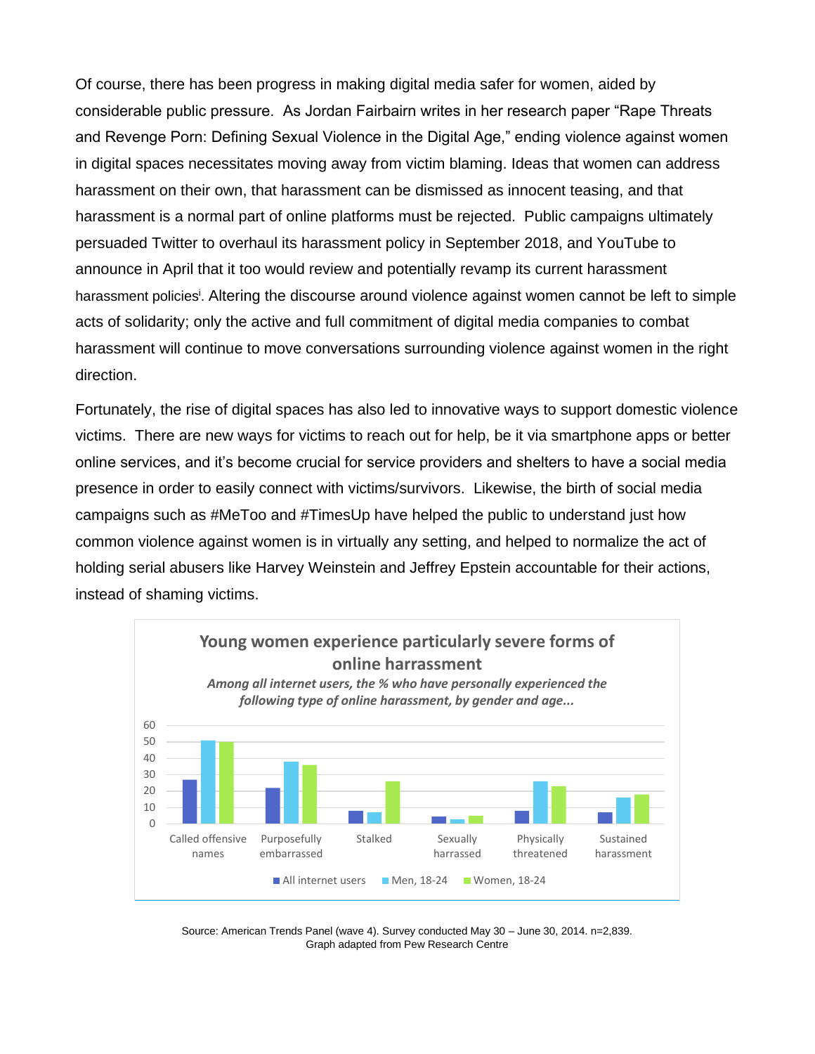Of course, there has been progress in making digital media safer for women, aided by considerable public pressure. As Jordan Fairbairn writes in her research paper "Rape Threats and Revenge Porn: Defining Sexual Violence in the Digital Age," ending violence against women in digital spaces necessitates moving away from victim blaming. Ideas that women can address harassment on their own, that harassment can be dismissed as innocent teasing, and that harassment is a normal part of online platforms must be rejected. Public campaigns ultimately persuaded Twitter to overhaul its harassment policy in September 2018, and YouTube to announce in April that it too would review and potentially revamp its current harassment harassment policies[i]. Altering the discourse around violence against women cannot be left to simple acts of solidarity; only the active and full commitment of digital media companies to combat harassment will continue to move conversations surrounding violence against women in the right direction.

Fortunately, the rise of digital spaces has also led to innovative ways to support domestic violence victims. There are new ways for victims to reach out for help, be it via smartphone apps or better online services, and it's become crucial for service providers and shelters to have a social media presence in order to easily connect with victims/survivors. Likewise, the birth of social media campaigns such as #MeToo and #TimesUp have helped the public to understand just how common violence against women is in virtually any setting, and helped to normalize the act of holding serial abusers like Harvey Weinstein and Jeffrey Epstein accountable for their actions, instead of shaming victims.

**Young women experience particularly severe forms of online harrassment**

***Among all internet users, the % who have personally experienced the following type of online harassment, by gender and age...***

Source: American Trends Panel (wave 4). Survey conducted May 30 – June 30, 2014. n=2,839.
Graph adapted from Pew Research Centre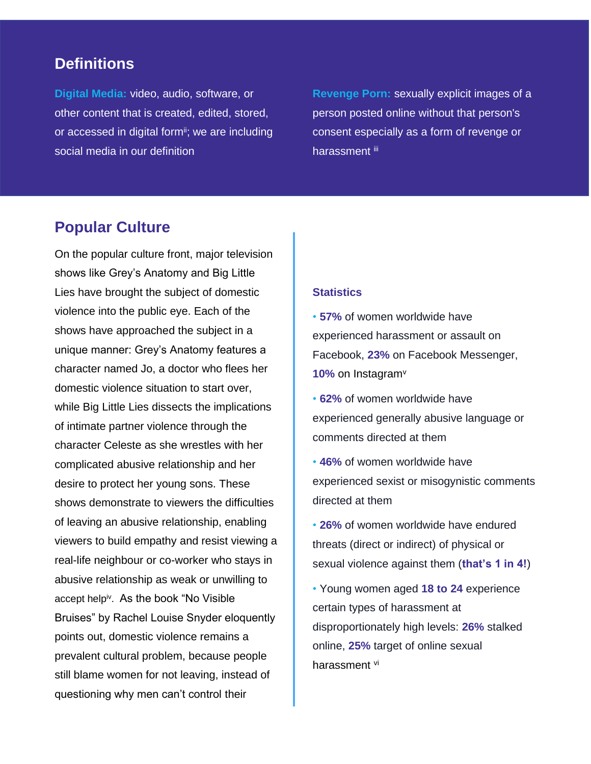## Definitions

**Digital Media:** video, audio, software, or other content that is created, edited, stored, or accessed in digital form[ii]; we are including social media in our definition

**Revenge Porn:** sexually explicit images of a person posted online without that person's consent especially as a form of revenge or harassment [iii]

## Popular Culture

On the popular culture front, major television shows like Grey's Anatomy and Big Little Lies have brought the subject of domestic violence into the public eye. Each of the shows have approached the subject in a unique manner: Grey's Anatomy features a character named Jo, a doctor who flees her domestic violence situation to start over, while Big Little Lies dissects the implications of intimate partner violence through the character Celeste as she wrestles with her complicated abusive relationship and her desire to protect her young sons. These shows demonstrate to viewers the difficulties of leaving an abusive relationship, enabling viewers to build empathy and resist viewing a real-life neighbour or co-worker who stays in abusive relationship as weak or unwilling to accept help[iv]. As the book "No Visible Bruises" by Rachel Louise Snyder eloquently points out, domestic violence remains a prevalent cultural problem, because people still blame women for not leaving, instead of questioning why men can't control their

### Statistics

- **57%** of women worldwide have experienced harassment or assault on Facebook, **23%** on Facebook Messenger, **10%** on Instagram[v]
- **62%** of women worldwide have experienced generally abusive language or comments directed at them
- **46%** of women worldwide have experienced sexist or misogynistic comments directed at them
- **26%** of women worldwide have endured threats (direct or indirect) of physical or sexual violence against them (**that's 1 in 4!**)
- Young women aged **18 to 24** experience certain types of harassment at disproportionately high levels: **26%** stalked online, **25%** target of online sexual harassment [vi]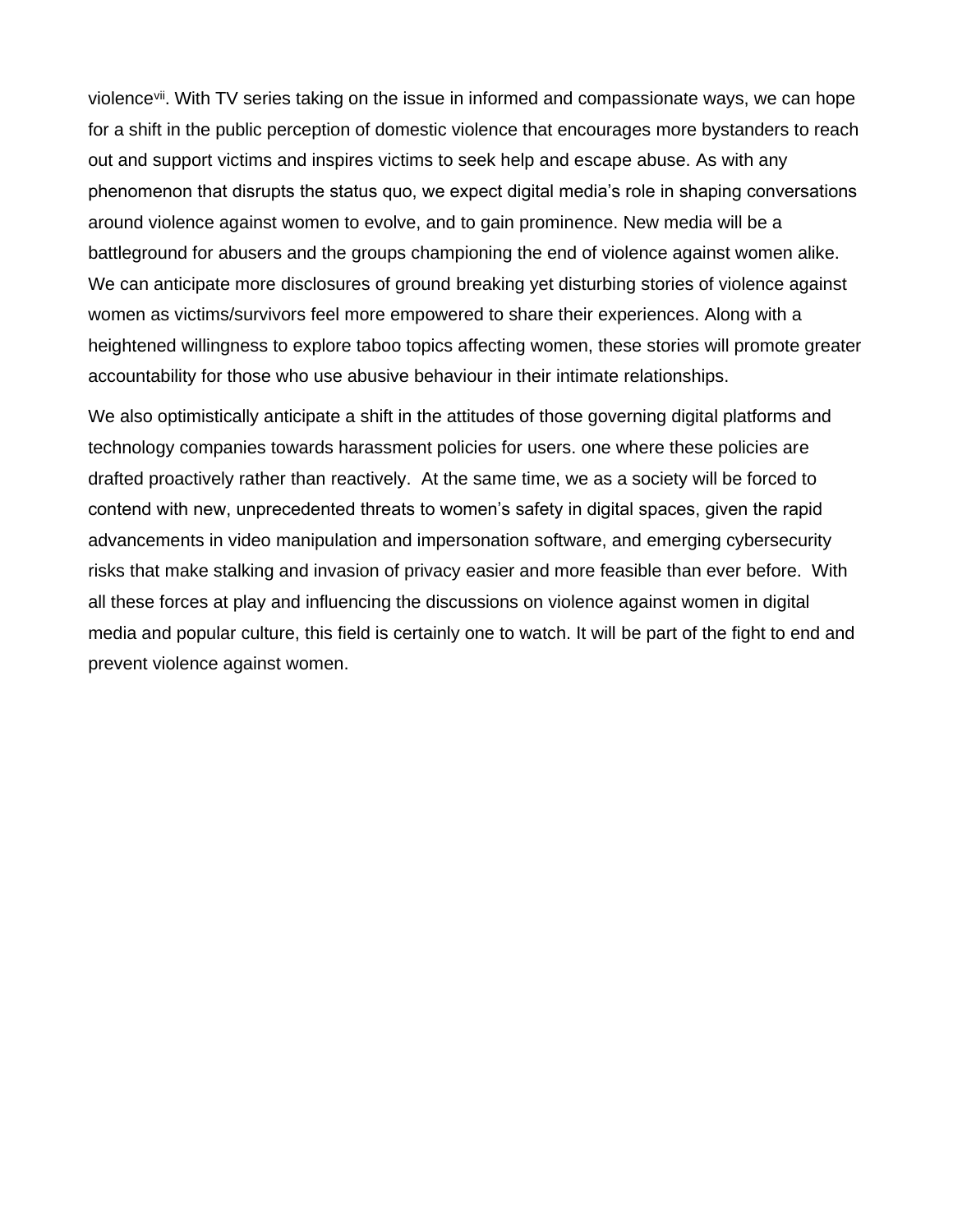violence[vii]. With TV series taking on the issue in informed and compassionate ways, we can hope for a shift in the public perception of domestic violence that encourages more bystanders to reach out and support victims and inspires victims to seek help and escape abuse. As with any phenomenon that disrupts the status quo, we expect digital media's role in shaping conversations around violence against women to evolve, and to gain prominence. New media will be a battleground for abusers and the groups championing the end of violence against women alike. We can anticipate more disclosures of ground breaking yet disturbing stories of violence against women as victims/survivors feel more empowered to share their experiences. Along with a heightened willingness to explore taboo topics affecting women, these stories will promote greater accountability for those who use abusive behaviour in their intimate relationships.

We also optimistically anticipate a shift in the attitudes of those governing digital platforms and technology companies towards harassment policies for users. one where these policies are drafted proactively rather than reactively. At the same time, we as a society will be forced to contend with new, unprecedented threats to women's safety in digital spaces, given the rapid advancements in video manipulation and impersonation software, and emerging cybersecurity risks that make stalking and invasion of privacy easier and more feasible than ever before. With all these forces at play and influencing the discussions on violence against women in digital media and popular culture, this field is certainly one to watch. It will be part of the fight to end and prevent violence against women.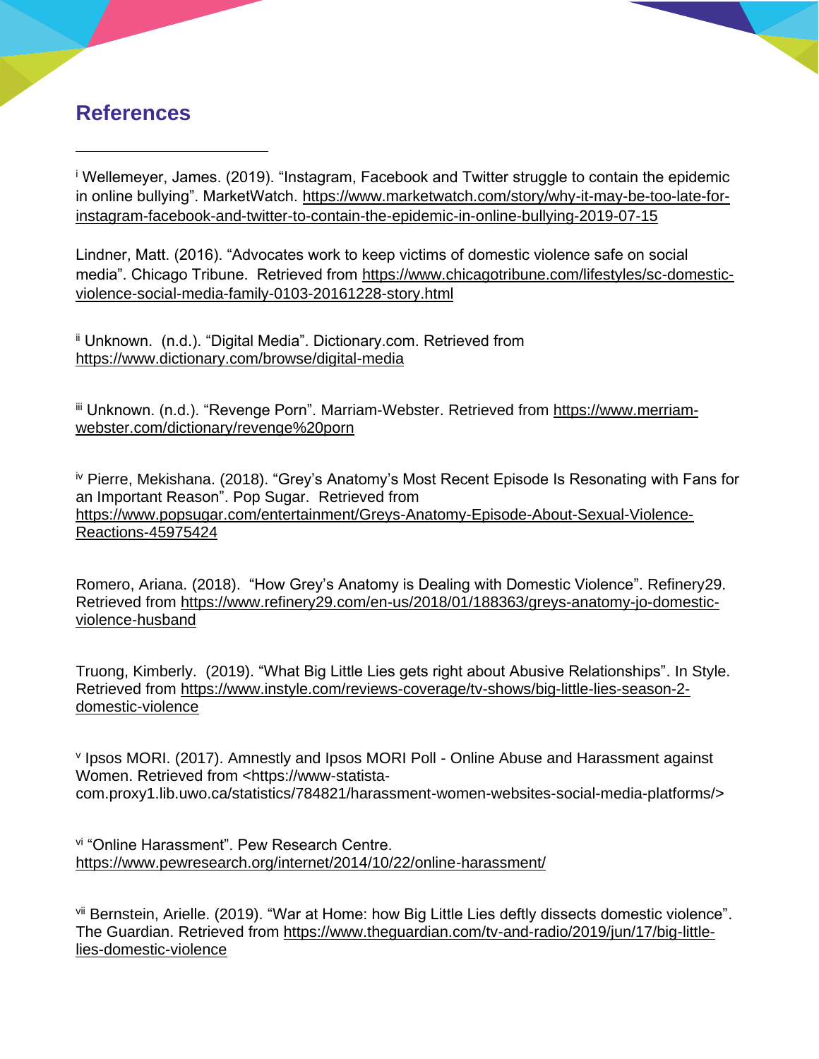## References

[i] Wellemeyer, James. (2019). “Instagram, Facebook and Twitter struggle to contain the epidemic in online bullying”. MarketWatch. https://www.marketwatch.com/story/why-it-may-be-too-late-for-instagram-facebook-and-twitter-to-contain-the-epidemic-in-online-bullying-2019-07-15

Lindner, Matt. (2016). “Advocates work to keep victims of domestic violence safe on social media”. Chicago Tribune. Retrieved from https://www.chicagotribune.com/lifestyles/sc-domestic-violence-social-media-family-0103-20161228-story.html

[ii] Unknown. (n.d.). “Digital Media”. Dictionary.com. Retrieved from https://www.dictionary.com/browse/digital-media

[iii] Unknown. (n.d.). “Revenge Porn”. Marriam-Webster. Retrieved from https://www.merriam-webster.com/dictionary/revenge%20porn

[iv] Pierre, Mekishana. (2018). “Grey's Anatomy's Most Recent Episode Is Resonating with Fans for an Important Reason”. Pop Sugar. Retrieved from https://www.popsugar.com/entertainment/Greys-Anatomy-Episode-About-Sexual-Violence-Reactions-45975424

Romero, Ariana. (2018). “How Grey's Anatomy is Dealing with Domestic Violence”. Refinery29. Retrieved from https://www.refinery29.com/en-us/2018/01/188363/greys-anatomy-jo-domestic-violence-husband

Truong, Kimberly. (2019). “What Big Little Lies gets right about Abusive Relationships”. In Style. Retrieved from https://www.instyle.com/reviews-coverage/tv-shows/big-little-lies-season-2-domestic-violence

[v] Ipsos MORI. (2017). Amnestly and Ipsos MORI Poll - Online Abuse and Harassment against Women. Retrieved from <https://www-statista-com.proxy1.lib.uwo.ca/statistics/784821/harassment-women-websites-social-media-platforms/>

[vi] “Online Harassment”. Pew Research Centre. https://www.pewresearch.org/internet/2014/10/22/online-harassment/

[vii] Bernstein, Arielle. (2019). “War at Home: how Big Little Lies deftly dissects domestic violence”. The Guardian. Retrieved from https://www.theguardian.com/tv-and-radio/2019/jun/17/big-little-lies-domestic-violence